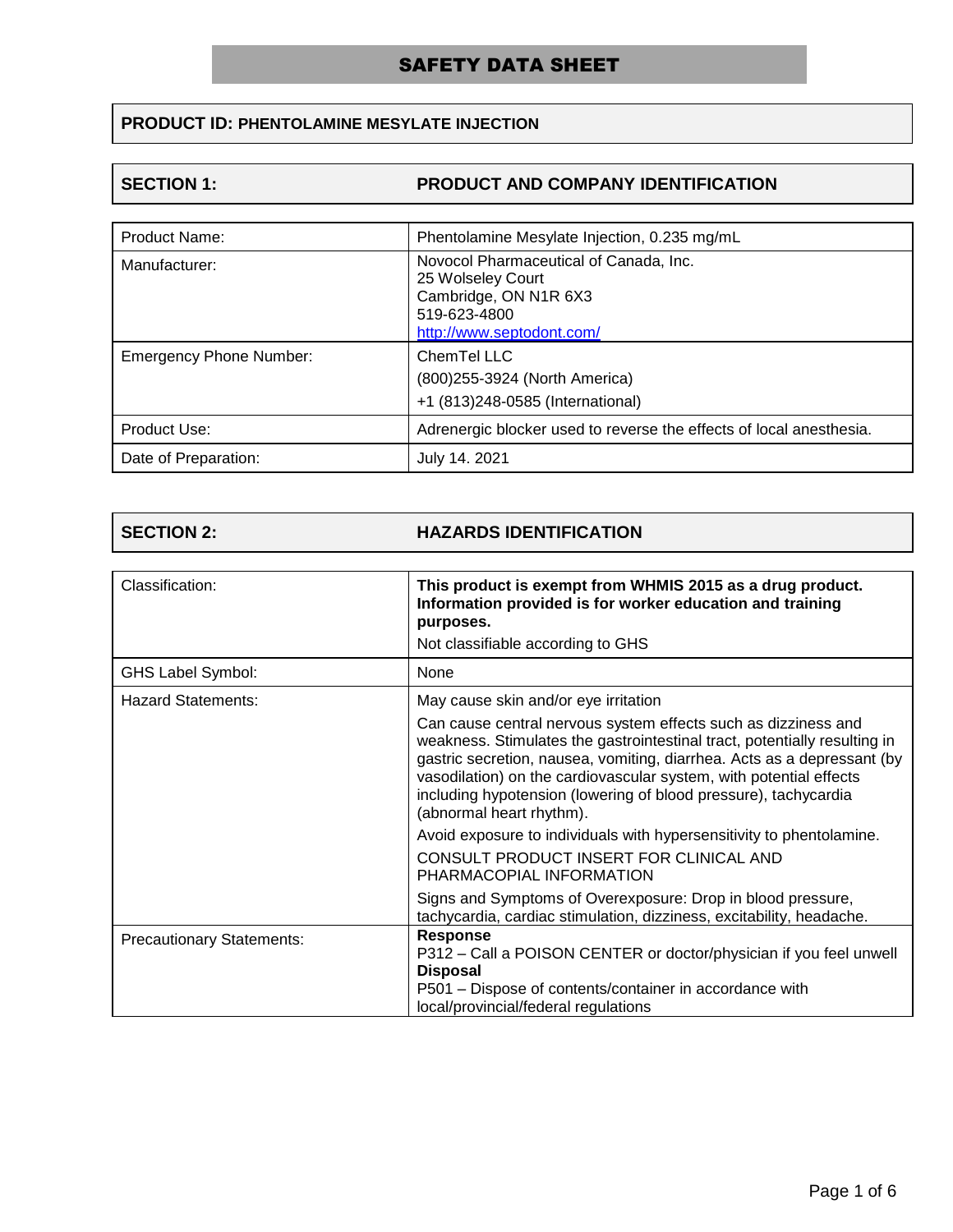# SAFETY DATA SHEET

**PRODUCT ID: PHENTOLAMINE MESYLATE INJECTION**

## SECTION 1: PRODUCT AND COMPANY IDENTIFICATION

| | |
|---|---|
| Product Name: | Phentolamine Mesylate Injection, 0.235 mg/mL |
| Manufacturer: | Novocol Pharmaceutical of Canada, Inc.<br>25 Wolseley Court<br>Cambridge, ON N1R 6X3<br>519-623-4800<br>http://www.septodont.com/ |
| Emergency Phone Number: | ChemTel LLC<br>(800)255-3924 (North America)<br>+1 (813)248-0585 (International) |
| Product Use: | Adrenergic blocker used to reverse the effects of local anesthesia. |
| Date of Preparation: | July 14. 2021 |

## SECTION 2: HAZARDS IDENTIFICATION

| | |
|---|---|
| Classification: | **This product is exempt from WHMIS 2015 as a drug product. Information provided is for worker education and training purposes.**<br>Not classifiable according to GHS |
| GHS Label Symbol: | None |
| Hazard Statements: | May cause skin and/or eye irritation<br>Can cause central nervous system effects such as dizziness and weakness. Stimulates the gastrointestinal tract, potentially resulting in gastric secretion, nausea, vomiting, diarrhea. Acts as a depressant (by vasodilation) on the cardiovascular system, with potential effects including hypotension (lowering of blood pressure), tachycardia (abnormal heart rhythm).<br>Avoid exposure to individuals with hypersensitivity to phentolamine.<br>CONSULT PRODUCT INSERT FOR CLINICAL AND PHARMACOPIAL INFORMATION<br>Signs and Symptoms of Overexposure: Drop in blood pressure, tachycardia, cardiac stimulation, dizziness, excitability, headache. |
| Precautionary Statements: | **Response**<br>P312 – Call a POISON CENTER or doctor/physician if you feel unwell<br>**Disposal**<br>P501 – Dispose of contents/container in accordance with local/provincial/federal regulations |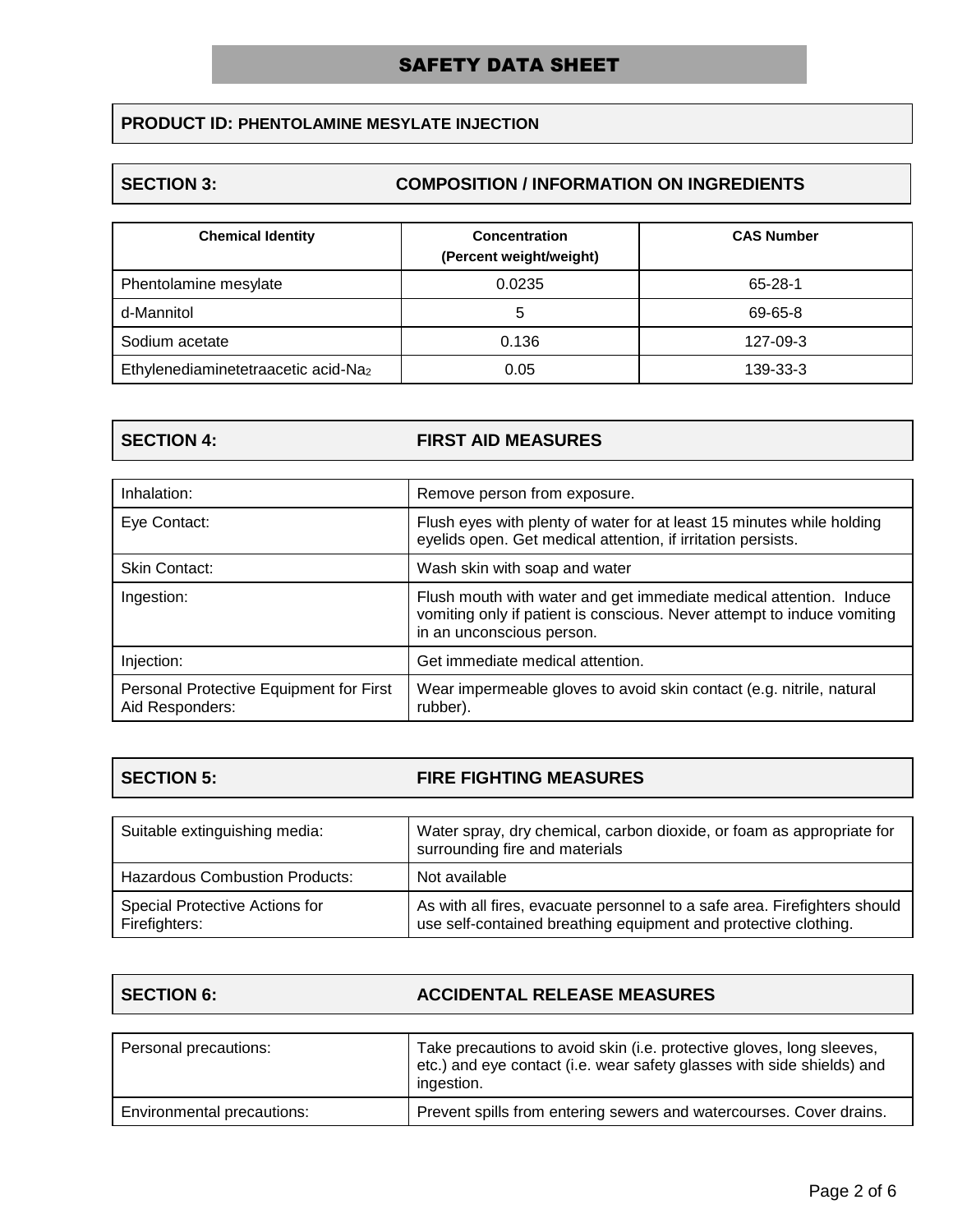# SAFETY DATA SHEET

**PRODUCT ID: PHENTOLAMINE MESYLATE INJECTION**

## SECTION 3: COMPOSITION / INFORMATION ON INGREDIENTS

| Chemical Identity | Concentration (Percent weight/weight) | CAS Number |
|---|---|---|
| Phentolamine mesylate | 0.0235 | 65-28-1 |
| d-Mannitol | 5 | 69-65-8 |
| Sodium acetate | 0.136 | 127-09-3 |
| Ethylenediaminetetraacetic acid-$Na_2$ | 0.05 | 139-33-3 |

## SECTION 4: FIRST AID MEASURES

| | |
|---|---|
| Inhalation: | Remove person from exposure. |
| Eye Contact: | Flush eyes with plenty of water for at least 15 minutes while holding eyelids open. Get medical attention, if irritation persists. |
| Skin Contact: | Wash skin with soap and water |
| Ingestion: | Flush mouth with water and get immediate medical attention. Induce vomiting only if patient is conscious. Never attempt to induce vomiting in an unconscious person. |
| Injection: | Get immediate medical attention. |
| Personal Protective Equipment for First Aid Responders: | Wear impermeable gloves to avoid skin contact (e.g. nitrile, natural rubber). |

## SECTION 5: FIRE FIGHTING MEASURES

| | |
|---|---|
| Suitable extinguishing media: | Water spray, dry chemical, carbon dioxide, or foam as appropriate for surrounding fire and materials |
| Hazardous Combustion Products: | Not available |
| Special Protective Actions for Firefighters: | As with all fires, evacuate personnel to a safe area. Firefighters should use self-contained breathing equipment and protective clothing. |

## SECTION 6: ACCIDENTAL RELEASE MEASURES

| | |
|---|---|
| Personal precautions: | Take precautions to avoid skin (i.e. protective gloves, long sleeves, etc.) and eye contact (i.e. wear safety glasses with side shields) and ingestion. |
| Environmental precautions: | Prevent spills from entering sewers and watercourses. Cover drains. |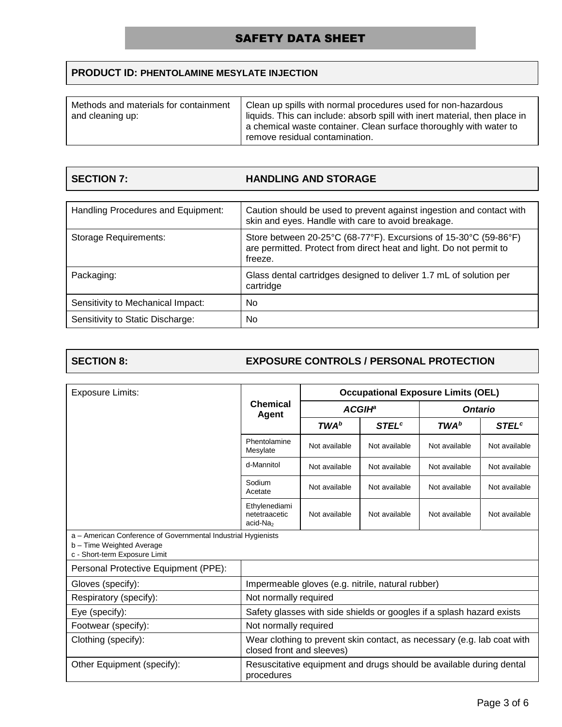# SAFETY DATA SHEET

**PRODUCT ID: PHENTOLAMINE MESYLATE INJECTION**

| | |
|---|---|
| Methods and materials for containment and cleaning up: | Clean up spills with normal procedures used for non-hazardous liquids. This can include: absorb spill with inert material, then place in a chemical waste container. Clean surface thoroughly with water to remove residual contamination. |

## SECTION 7: HANDLING AND STORAGE

| | |
|---|---|
| Handling Procedures and Equipment: | Caution should be used to prevent against ingestion and contact with skin and eyes. Handle with care to avoid breakage. |
| Storage Requirements: | Store between 20-25°C (68-77°F). Excursions of 15-30°C (59-86°F) are permitted. Protect from direct heat and light. Do not permit to freeze. |
| Packaging: | Glass dental cartridges designed to deliver 1.7 mL of solution per cartridge |
| Sensitivity to Mechanical Impact: | No |
| Sensitivity to Static Discharge: | No |

## SECTION 8: EXPOSURE CONTROLS / PERSONAL PROTECTION

| Exposure Limits: | Chemical Agent | Occupational Exposure Limits (OEL) | | | |
|---|---|---|---|---|---|
| | | *ACGIH*[a] | | *Ontario* | |
| | | *TWA*[b] | *STEL*[c] | *TWA*[b] | *STEL*[c] |
| | Phentolamine Mesylate | Not available | Not available | Not available | Not available |
| | d-Mannitol | Not available | Not available | Not available | Not available |
| | Sodium Acetate | Not available | Not available | Not available | Not available |
| | Ethylenediaminetetraacetic acid-$Na_2$ | Not available | Not available | Not available | Not available |

a – American Conference of Governmental Industrial Hygienists
b – Time Weighted Average
c - Short-term Exposure Limit

| | |
|---|---|
| Personal Protective Equipment (PPE): | |
| Gloves (specify): | Impermeable gloves (e.g. nitrile, natural rubber) |
| Respiratory (specify): | Not normally required |
| Eye (specify): | Safety glasses with side shields or googles if a splash hazard exists |
| Footwear (specify): | Not normally required |
| Clothing (specify): | Wear clothing to prevent skin contact, as necessary (e.g. lab coat with closed front and sleeves) |
| Other Equipment (specify): | Resuscitative equipment and drugs should be available during dental procedures |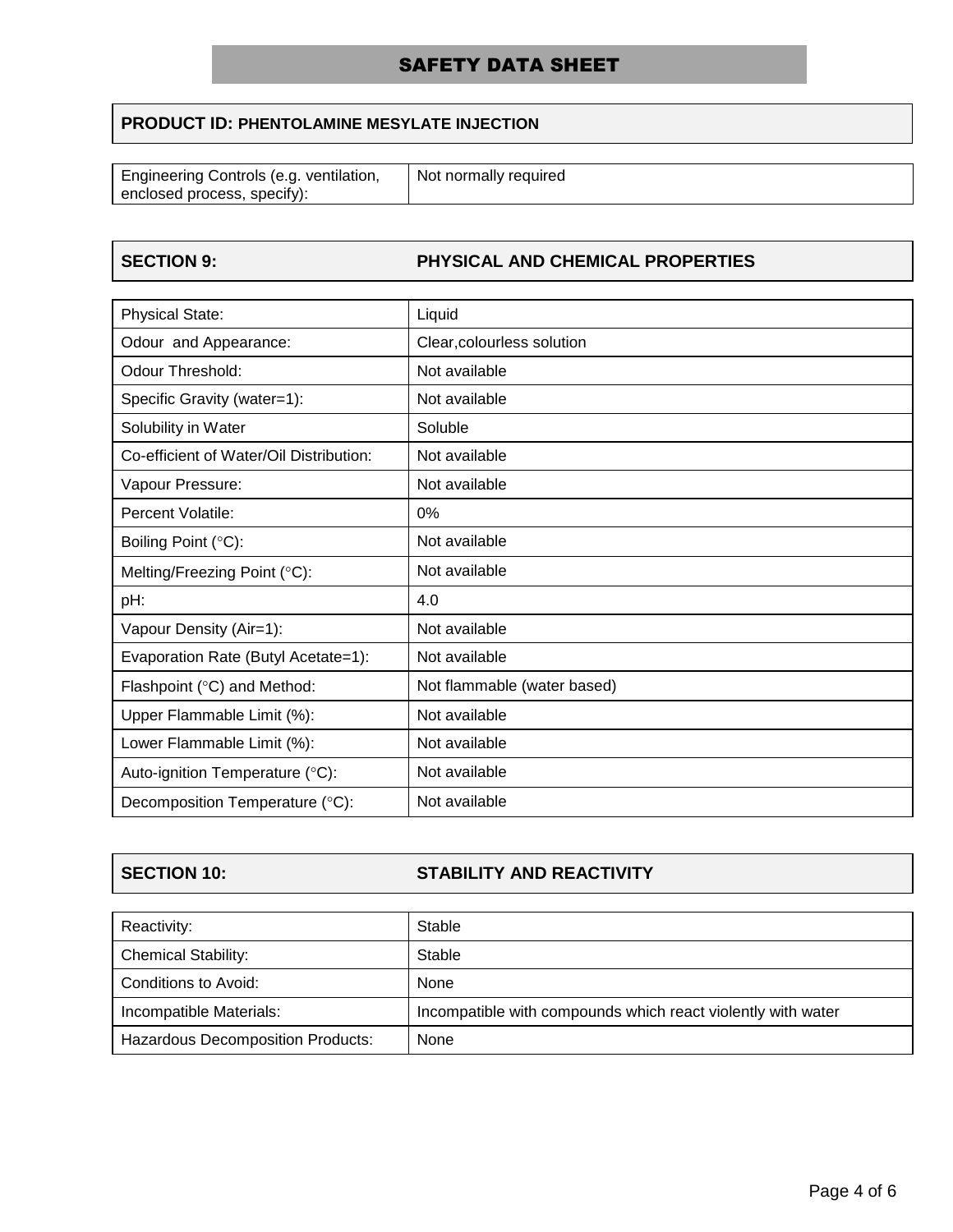# SAFETY DATA SHEET

**PRODUCT ID: PHENTOLAMINE MESYLATE INJECTION**

| Engineering Controls (e.g. ventilation, enclosed process, specify): | Not normally required |
|---|---|

## SECTION 9: PHYSICAL AND CHEMICAL PROPERTIES

| | |
|---|---|
| Physical State: | Liquid |
| Odour and Appearance: | Clear,colourless solution |
| Odour Threshold: | Not available |
| Specific Gravity (water=1): | Not available |
| Solubility in Water | Soluble |
| Co-efficient of Water/Oil Distribution: | Not available |
| Vapour Pressure: | Not available |
| Percent Volatile: | 0% |
| Boiling Point (°C): | Not available |
| Melting/Freezing Point (°C): | Not available |
| pH: | 4.0 |
| Vapour Density (Air=1): | Not available |
| Evaporation Rate (Butyl Acetate=1): | Not available |
| Flashpoint (°C) and Method: | Not flammable (water based) |
| Upper Flammable Limit (%): | Not available |
| Lower Flammable Limit (%): | Not available |
| Auto-ignition Temperature (°C): | Not available |
| Decomposition Temperature (°C): | Not available |

## SECTION 10: STABILITY AND REACTIVITY

| | |
|---|---|
| Reactivity: | Stable |
| Chemical Stability: | Stable |
| Conditions to Avoid: | None |
| Incompatible Materials: | Incompatible with compounds which react violently with water |
| Hazardous Decomposition Products: | None |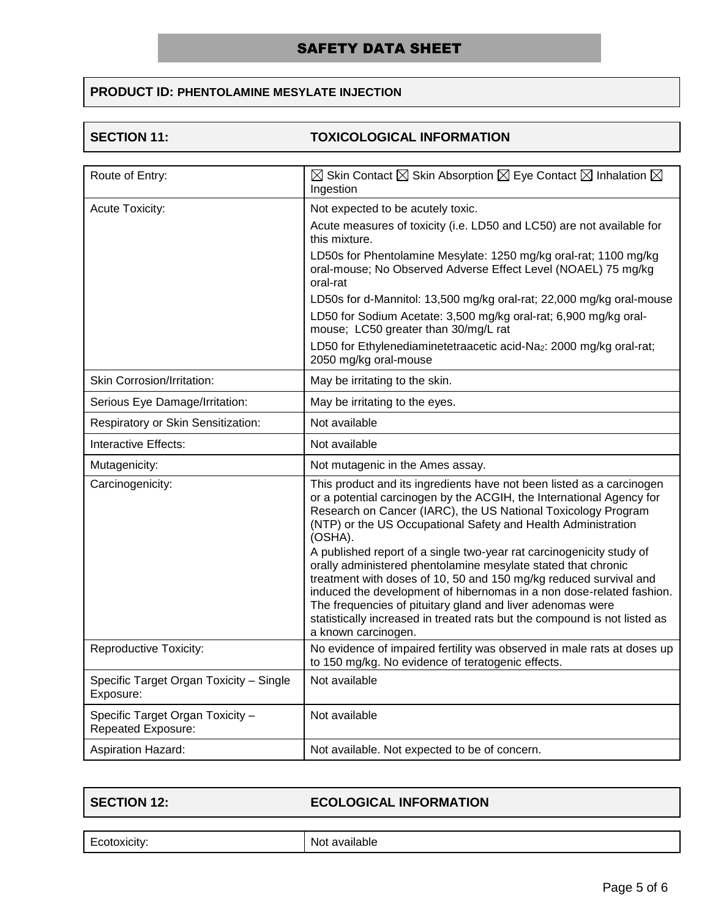# SAFETY DATA SHEET

**PRODUCT ID: PHENTOLAMINE MESYLATE INJECTION**

## SECTION 11: TOXICOLOGICAL INFORMATION

| | |
|---|---|
| Route of Entry: | ☒ Skin Contact ☒ Skin Absorption ☒ Eye Contact ☒ Inhalation ☒ Ingestion |
| Acute Toxicity: | Not expected to be acutely toxic.<br>Acute measures of toxicity (i.e. LD50 and LC50) are not available for this mixture.<br>LD50s for Phentolamine Mesylate: 1250 mg/kg oral-rat; 1100 mg/kg oral-mouse; No Observed Adverse Effect Level (NOAEL) 75 mg/kg oral-rat<br>LD50s for d-Mannitol: 13,500 mg/kg oral-rat; 22,000 mg/kg oral-mouse<br>LD50 for Sodium Acetate: 3,500 mg/kg oral-rat; 6,900 mg/kg oral-mouse; LC50 greater than 30/mg/L rat<br>LD50 for Ethylenediaminetetraacetic acid-$Na_2$: 2000 mg/kg oral-rat; 2050 mg/kg oral-mouse |
| Skin Corrosion/Irritation: | May be irritating to the skin. |
| Serious Eye Damage/Irritation: | May be irritating to the eyes. |
| Respiratory or Skin Sensitization: | Not available |
| Interactive Effects: | Not available |
| Mutagenicity: | Not mutagenic in the Ames assay. |
| Carcinogenicity: | This product and its ingredients have not been listed as a carcinogen or a potential carcinogen by the ACGIH, the International Agency for Research on Cancer (IARC), the US National Toxicology Program (NTP) or the US Occupational Safety and Health Administration (OSHA).<br>A published report of a single two-year rat carcinogenicity study of orally administered phentolamine mesylate stated that chronic treatment with doses of 10, 50 and 150 mg/kg reduced survival and induced the development of hibernomas in a non dose-related fashion. The frequencies of pituitary gland and liver adenomas were statistically increased in treated rats but the compound is not listed as a known carcinogen. |
| Reproductive Toxicity: | No evidence of impaired fertility was observed in male rats at doses up to 150 mg/kg. No evidence of teratogenic effects. |
| Specific Target Organ Toxicity – Single Exposure: | Not available |
| Specific Target Organ Toxicity – Repeated Exposure: | Not available |
| Aspiration Hazard: | Not available. Not expected to be of concern. |

## SECTION 12: ECOLOGICAL INFORMATION

| | |
|---|---|
| Ecotoxicity: | Not available |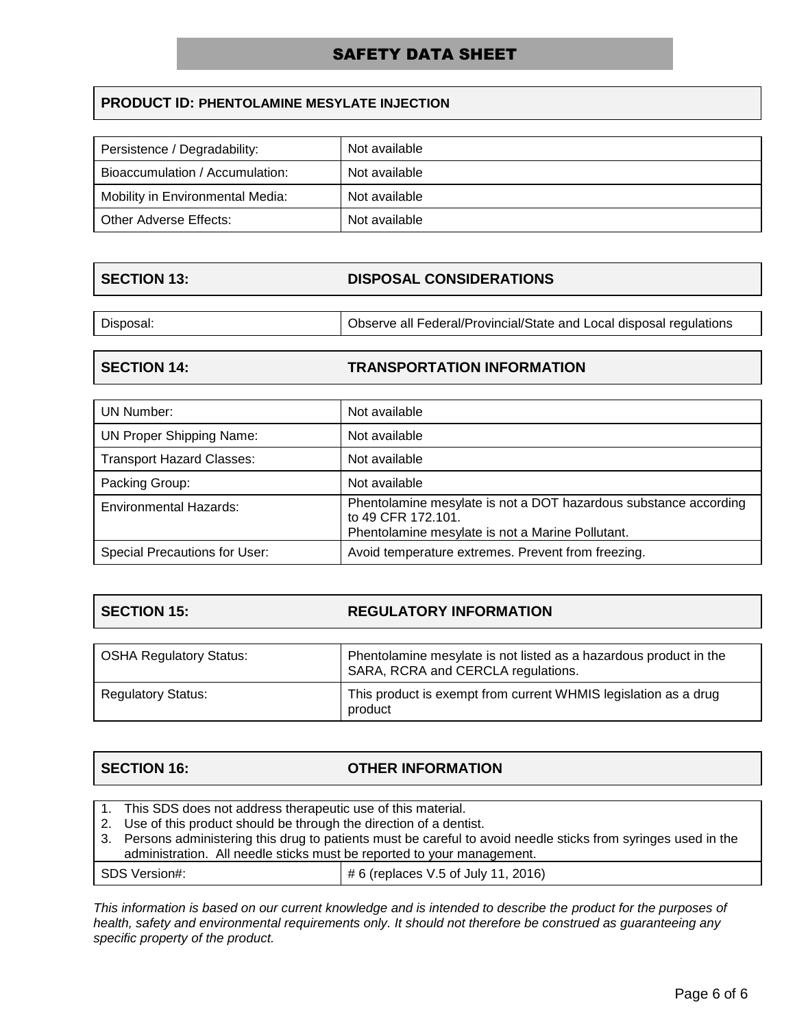| | |
|---|---|
| Persistence / Degradability: | Not available |
| Bioaccumulation / Accumulation: | Not available |
| Mobility in Environmental Media: | Not available |
| Other Adverse Effects: | Not available |

## SECTION 13: DISPOSAL CONSIDERATIONS

| | |
|---|---|
| Disposal: | Observe all Federal/Provincial/State and Local disposal regulations |

## SECTION 14: TRANSPORTATION INFORMATION

| | |
|---|---|
| UN Number: | Not available |
| UN Proper Shipping Name: | Not available |
| Transport Hazard Classes: | Not available |
| Packing Group: | Not available |
| Environmental Hazards: | Phentolamine mesylate is not a DOT hazardous substance according to 49 CFR 172.101. Phentolamine mesylate is not a Marine Pollutant. |
| Special Precautions for User: | Avoid temperature extremes. Prevent from freezing. |

## SECTION 15: REGULATORY INFORMATION

| | |
|---|---|
| OSHA Regulatory Status: | Phentolamine mesylate is not listed as a hazardous product in the SARA, RCRA and CERCLA regulations. |
| Regulatory Status: | This product is exempt from current WHMIS legislation as a drug product |

## SECTION 16: OTHER INFORMATION

1. This SDS does not address therapeutic use of this material.
2. Use of this product should be through the direction of a dentist.
3. Persons administering this drug to patients must be careful to avoid needle sticks from syringes used in the administration. All needle sticks must be reported to your management.

| | |
|---|---|
| SDS Version#: | # 6 (replaces V.5 of July 11, 2016) |

*This information is based on our current knowledge and is intended to describe the product for the purposes of health, safety and environmental requirements only. It should not therefore be construed as guaranteeing any specific property of the product.*